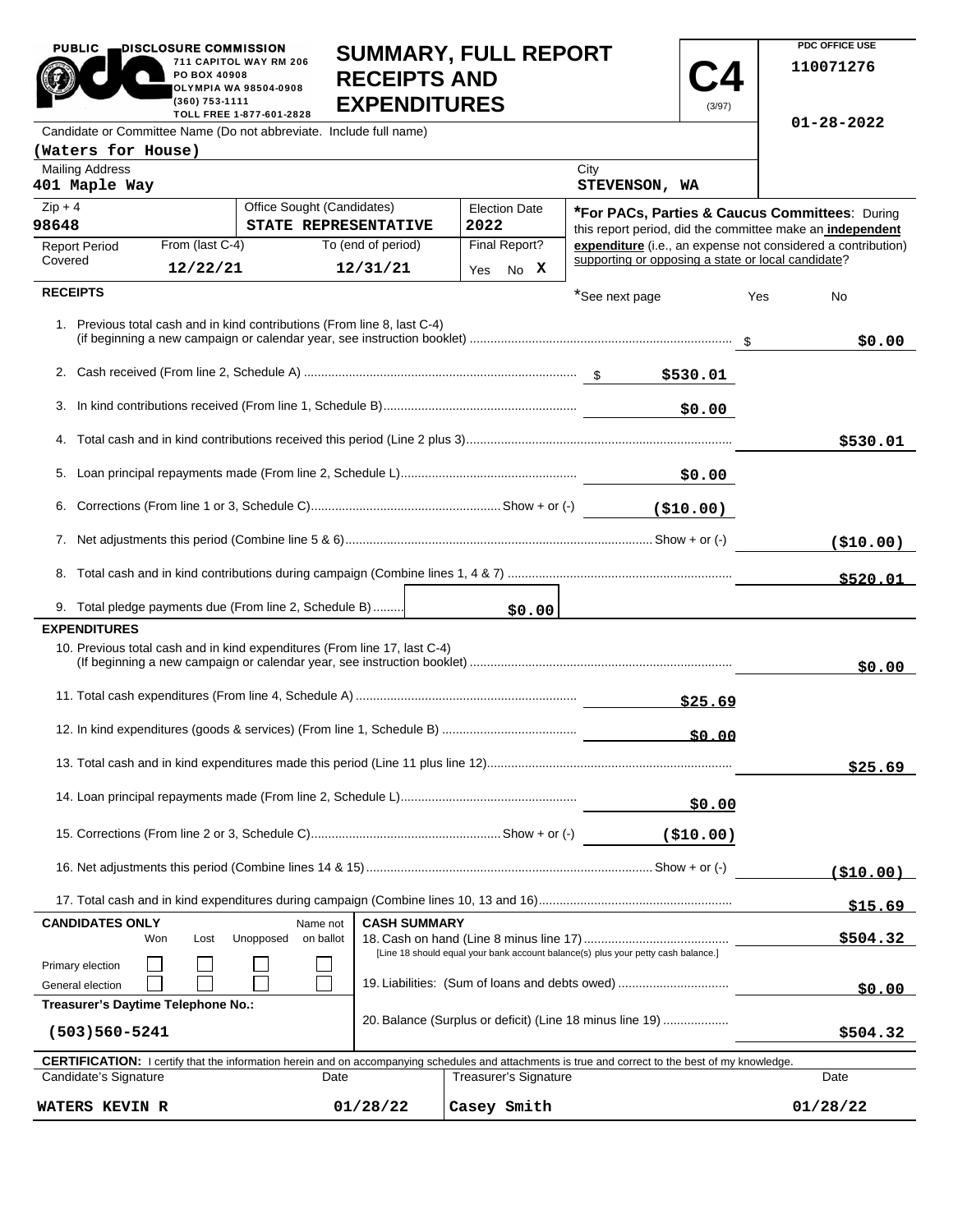PUBLIC DISCLOSURE COMMISSION
711 CAPITOL WAY RM 206
PO BOX 40908
OLYMPIA WA 98504-0908
(360) 753-1111
TOLL FREE 1-877-601-2828

# SUMMARY, FULL REPORT RECEIPTS AND EXPENDITURES

**C4** (3/97)

PDC OFFICE USE
110071276
01-28-2022

| Candidate or Committee Name (Do not abbreviate. Include full name) | | |
|---|---|---|
| (Waters for House) | | |
| Mailing Address: 401 Maple Way | City: STEVENSON, WA | |
| Zip + 4: 98648 | Office Sought (Candidates): STATE REPRESENTATIVE | Election Date: 2022 |
| Report Period Covered — From (last C-4): 12/22/21 | To (end of period): 12/31/21 | Final Report? Yes No X |

***For PACs, Parties & Caucus Committees**: During this report period, did the committee make an **independent expenditure** (i.e., an expense not considered a contribution) supporting or opposing a state or local candidate?

*See next page — Yes — No

## RECEIPTS

| | | |
|---|---|---|
| 1. Previous total cash and in kind contributions (From line 8, last C-4) (if beginning a new campaign or calendar year, see instruction booklet) | | $0.00 |
| 2. Cash received (From line 2, Schedule A) | $530.01 | |
| 3. In kind contributions received (From line 1, Schedule B) | $0.00 | |
| 4. Total cash and in kind contributions received this period (Line 2 plus 3) | | $530.01 |
| 5. Loan principal repayments made (From line 2, Schedule L) | $0.00 | |
| 6. Corrections (From line 1 or 3, Schedule C) Show + or (-) | ($10.00) | |
| 7. Net adjustments this period (Combine line 5 & 6) Show + or (-) | | ($10.00) |
| 8. Total cash and in kind contributions during campaign (Combine lines 1, 4 & 7) | | $520.01 |
| 9. Total pledge payments due (From line 2, Schedule B) | $0.00 | |

## EXPENDITURES

| | | |
|---|---|---|
| 10. Previous total cash and in kind expenditures (From line 17, last C-4) (If beginning a new campaign or calendar year, see instruction booklet) | | $0.00 |
| 11. Total cash expenditures (From line 4, Schedule A) | $25.69 | |
| 12. In kind expenditures (goods & services) (From line 1, Schedule B) | $0.00 | |
| 13. Total cash and in kind expenditures made this period (Line 11 plus line 12) | | $25.69 |
| 14. Loan principal repayments made (From line 2, Schedule L) | $0.00 | |
| 15. Corrections (From line 2 or 3, Schedule C) Show + or (-) | ($10.00) | |
| 16. Net adjustments this period (Combine lines 14 & 15) Show + or (-) | | ($10.00) |
| 17. Total cash and in kind expenditures during campaign (Combine lines 10, 13 and 16) | | $15.69 |

| CANDIDATES ONLY | Won | Lost | Unopposed | Name not on ballot |
|---|---|---|---|---|
| Primary election | ☐ | ☐ | ☐ | ☐ |
| General election | ☐ | ☐ | ☐ | ☐ |

Treasurer's Daytime Telephone No.: (503)560-5241

**CASH SUMMARY**

| | |
|---|---|
| 18. Cash on hand (Line 8 minus line 17) [Line 18 should equal your bank account balance(s) plus your petty cash balance.] | $504.32 |
| 19. Liabilities: (Sum of loans and debts owed) | $0.00 |
| 20. Balance (Surplus or deficit) (Line 18 minus line 19) | $504.32 |

**CERTIFICATION:** I certify that the information herein and on accompanying schedules and attachments is true and correct to the best of my knowledge.

| Candidate's Signature | Date | Treasurer's Signature | Date |
|---|---|---|---|
| WATERS KEVIN R | 01/28/22 | Casey Smith | 01/28/22 |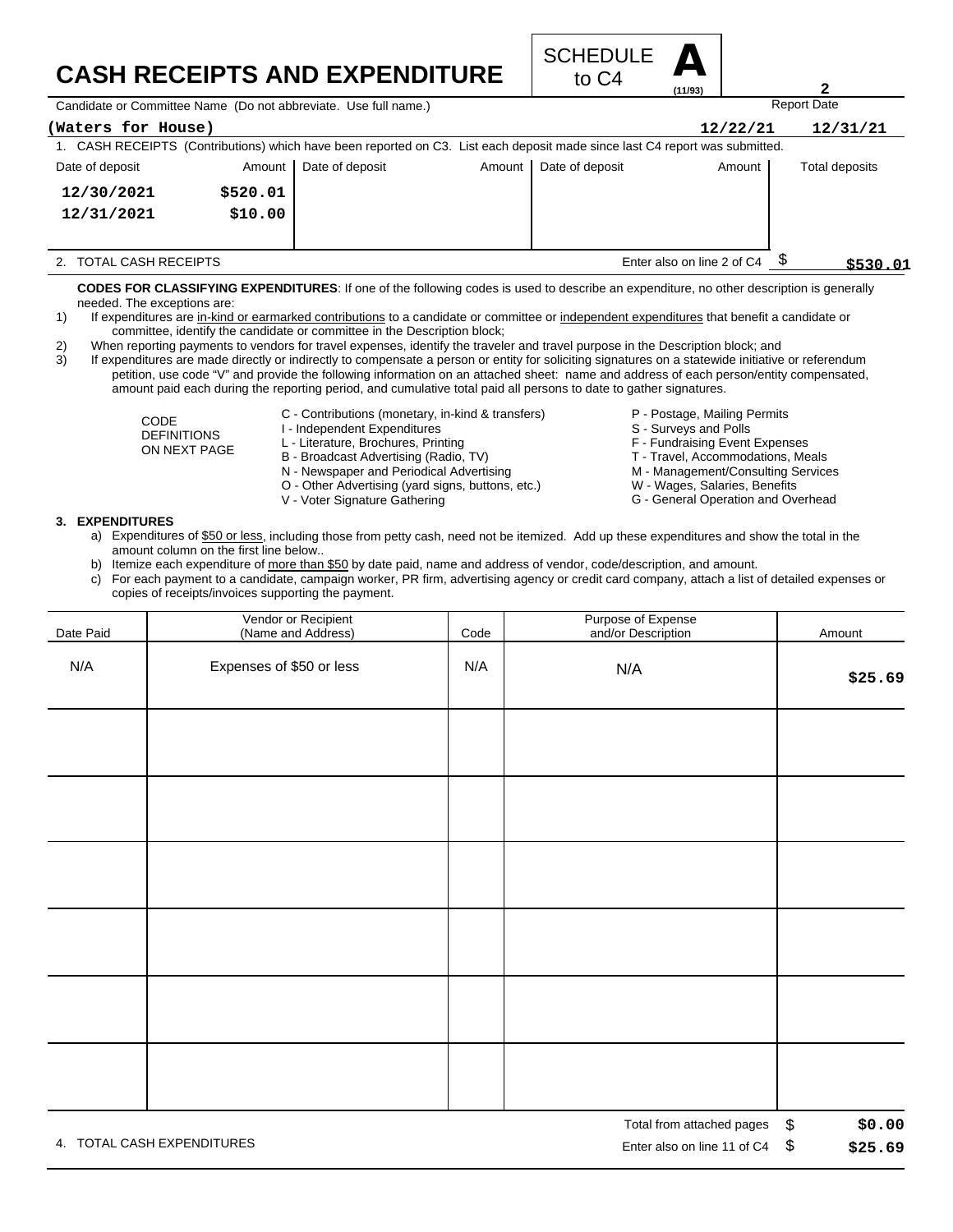# CASH RECEIPTS AND EXPENDITURE

SCHEDULE **A** to C4 (11/93)

**2**

Candidate or Committee Name (Do not abbreviate. Use full name.) | Report Date

**(Waters for House)** **12/22/21** **12/31/21**

1. CASH RECEIPTS (Contributions) which have been reported on C3. List each deposit made since last C4 report was submitted.

| Date of deposit | Amount | Date of deposit | Amount | Date of deposit | Amount | Total deposits |
|---|---|---|---|---|---|---|
| 12/30/2021 | $520.01 | | | | | |
| 12/31/2021 | $10.00 | | | | | |

2. TOTAL CASH RECEIPTS — Enter also on line 2 of C4 $ **$530.01**

**CODES FOR CLASSIFYING EXPENDITURES**: If one of the following codes is used to describe an expenditure, no other description is generally needed. The exceptions are:

1) If expenditures are in-kind or earmarked contributions to a candidate or committee or independent expenditures that benefit a candidate or committee, identify the candidate or committee in the Description block;
2) When reporting payments to vendors for travel expenses, identify the traveler and travel purpose in the Description block; and
3) If expenditures are made directly or indirectly to compensate a person or entity for soliciting signatures on a statewide initiative or referendum petition, use code "V" and provide the following information on an attached sheet: name and address of each person/entity compensated, amount paid each during the reporting period, and cumulative total paid all persons to date to gather signatures.

CODE DEFINITIONS ON NEXT PAGE

- C - Contributions (monetary, in-kind & transfers)
- I - Independent Expenditures
- L - Literature, Brochures, Printing
- B - Broadcast Advertising (Radio, TV)
- N - Newspaper and Periodical Advertising
- O - Other Advertising (yard signs, buttons, etc.)
- V - Voter Signature Gathering
- P - Postage, Mailing Permits
- S - Surveys and Polls
- F - Fundraising Event Expenses
- T - Travel, Accommodations, Meals
- M - Management/Consulting Services
- W - Wages, Salaries, Benefits
- G - General Operation and Overhead

**3. EXPENDITURES**

a) Expenditures of $50 or less, including those from petty cash, need not be itemized. Add up these expenditures and show the total in the amount column on the first line below..
b) Itemize each expenditure of more than $50 by date paid, name and address of vendor, code/description, and amount.
c) For each payment to a candidate, campaign worker, PR firm, advertising agency or credit card company, attach a list of detailed expenses or copies of receipts/invoices supporting the payment.

| Date Paid | Vendor or Recipient (Name and Address) | Code | Purpose of Expense and/or Description | Amount |
|---|---|---|---|---|
| N/A | Expenses of $50 or less | N/A | N/A | **$25.69** |
| | | | | |
| | | | | |
| | | | | |
| | | | | |
| | | | | |
| | | | | |

Total from attached pages $ **$0.00**

4. TOTAL CASH EXPENDITURES — Enter also on line 11 of C4 $ **$25.69**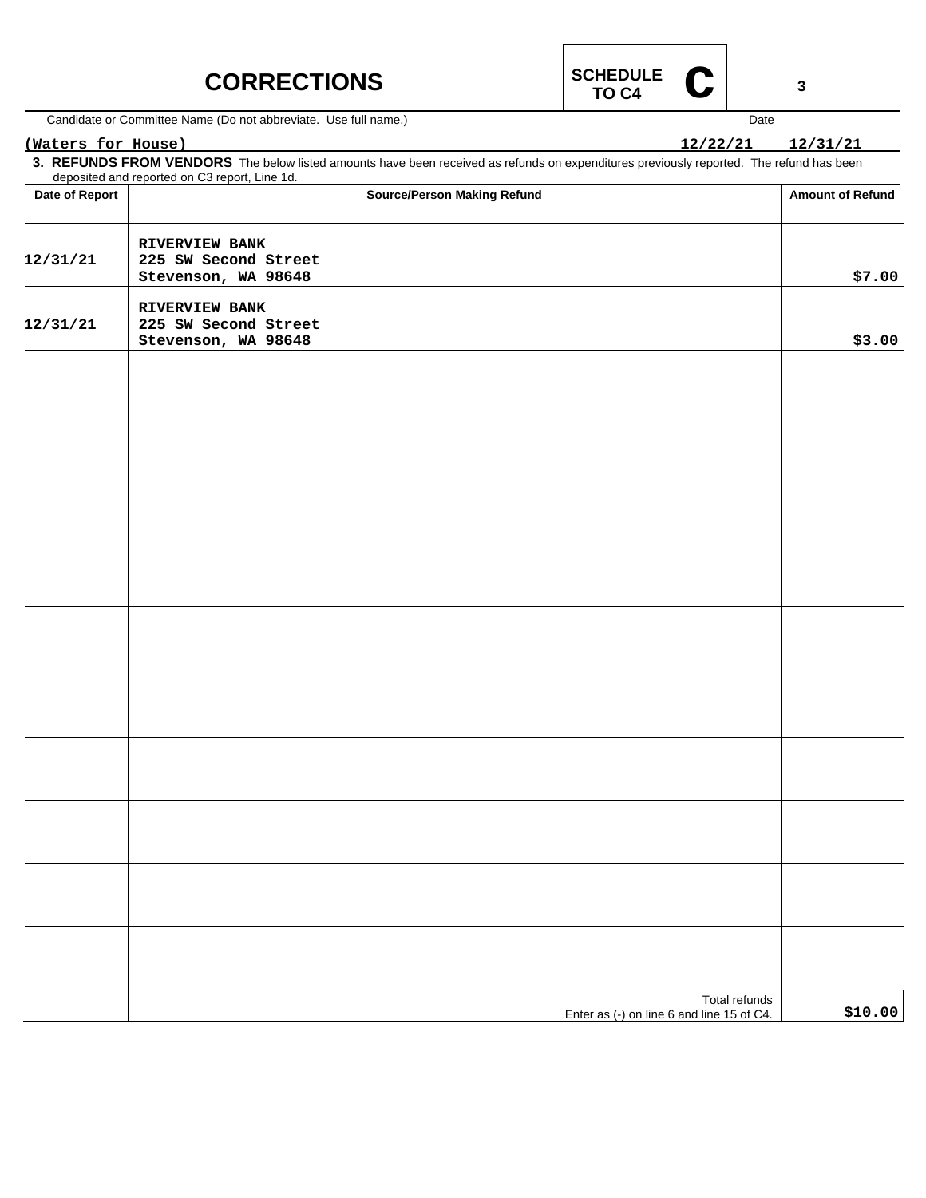# CORRECTIONS

**SCHEDULE TO C4** **C**

Candidate or Committee Name (Do not abbreviate. Use full name.) | Date

**(Waters for House)** **12/22/21** **12/31/21**

**3. REFUNDS FROM VENDORS** The below listed amounts have been received as refunds on expenditures previously reported. The refund has been deposited and reported on C3 report, Line 1d.

| Date of Report | Source/Person Making Refund | Amount of Refund |
|---|---|---|
| 12/31/21 | RIVERVIEW BANK<br>225 SW Second Street<br>Stevenson, WA 98648 | $7.00 |
| 12/31/21 | RIVERVIEW BANK<br>225 SW Second Street<br>Stevenson, WA 98648 | $3.00 |
| | | |
| | | |
| | | |
| | | |
| | | |
| | | |
| | | |
| | | |
| | | |
| | | |
| | Total refunds<br>Enter as (-) on line 6 and line 15 of C4. | $10.00 |